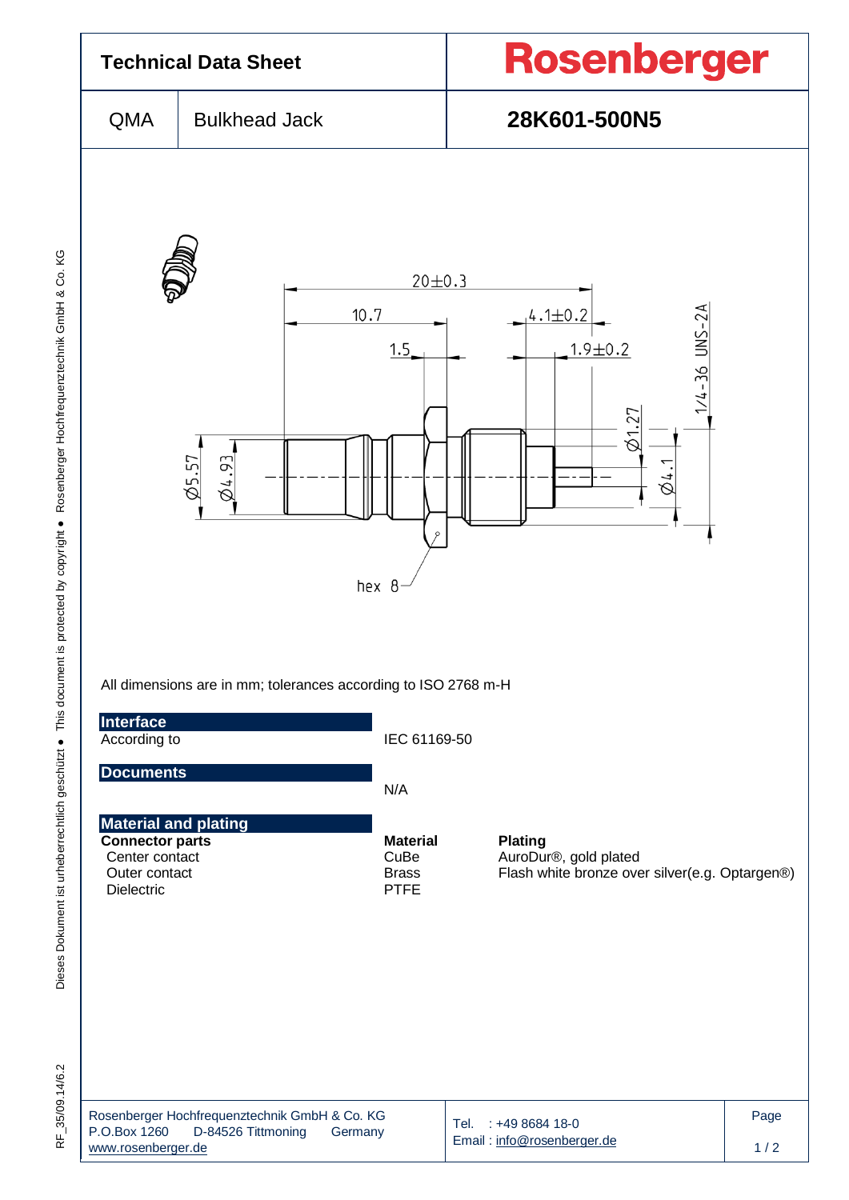# Technical Data Sheet

**Rosenberger**

| QMA | Bulkhead Jack | **28K601-500N5** |
|---|---|---|

All dimensions are in mm; tolerances according to ISO 2768 m-H

## Interface

| | |
|---|---|
| According to | IEC 61169-50 |

## Documents

N/A

## Material and plating

| **Connector parts** | **Material** | **Plating** |
|---|---|---|
| Center contact | CuBe | AuroDur®, gold plated |
| Outer contact | Brass | Flash white bronze over silver(e.g. Optargen®) |
| Dielectric | PTFE | |

Rosenberger Hochfrequenztechnik GmbH & Co. KG
P.O.Box 1260 D-84526 Tittmoning Germany
www.rosenberger.de

Tel. : +49 8684 18-0
Email : info@rosenberger.de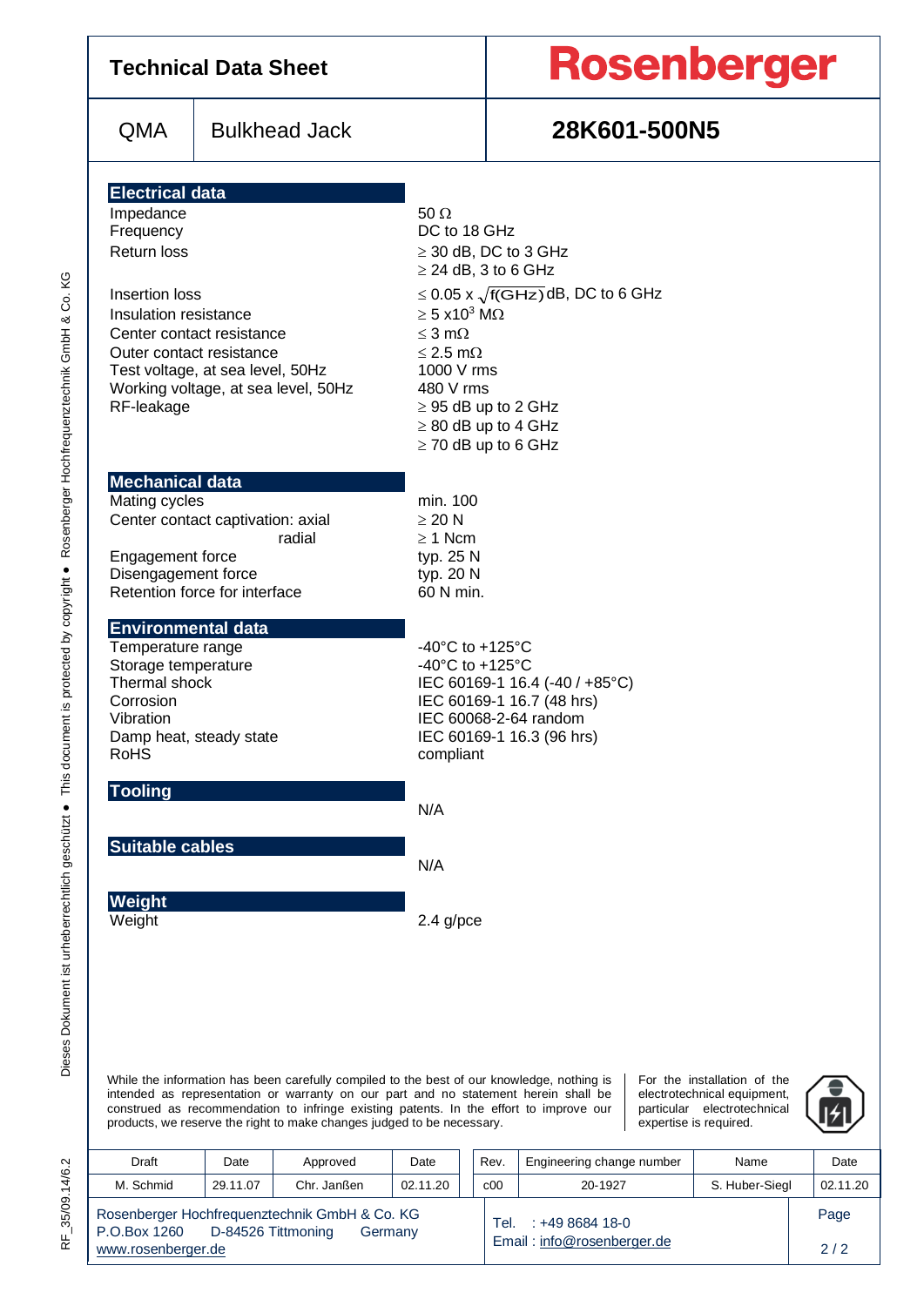# Technical Data Sheet

**Rosenberger**

| | | |
|---|---|---|
| QMA | Bulkhead Jack | **28K601-500N5** |

## Electrical data

| | |
|---|---|
| Impedance | 50 Ω |
| Frequency | DC to 18 GHz |
| Return loss | ≥ 30 dB, DC to 3 GHz<br>≥ 24 dB, 3 to 6 GHz |
| Insertion loss | ≤ 0.05 x $\sqrt{f(GHz)}$ dB, DC to 6 GHz |
| Insulation resistance | ≥ 5 x$10^3$ MΩ |
| Center contact resistance | ≤ 3 mΩ |
| Outer contact resistance | ≤ 2.5 mΩ |
| Test voltage, at sea level, 50Hz | 1000 V rms |
| Working voltage, at sea level, 50Hz | 480 V rms |
| RF-leakage | ≥ 95 dB up to 2 GHz<br>≥ 80 dB up to 4 GHz<br>≥ 70 dB up to 6 GHz |

## Mechanical data

| | |
|---|---|
| Mating cycles | min. 100 |
| Center contact captivation: axial | ≥ 20 N |
| radial | ≥ 1 Ncm |
| Engagement force | typ. 25 N |
| Disengagement force | typ. 20 N |
| Retention force for interface | 60 N min. |

## Environmental data

| | |
|---|---|
| Temperature range | -40°C to +125°C |
| Storage temperature | -40°C to +125°C |
| Thermal shock | IEC 60169-1 16.4 (-40 / +85°C) |
| Corrosion | IEC 60169-1 16.7 (48 hrs) |
| Vibration | IEC 60068-2-64 random |
| Damp heat, steady state | IEC 60169-1 16.3 (96 hrs) |
| RoHS | compliant |

## Tooling

N/A

## Suitable cables

N/A

## Weight

| | |
|---|---|
| Weight | 2.4 g/pce |

While the information has been carefully compiled to the best of our knowledge, nothing is intended as representation or warranty on our part and no statement herein shall be construed as recommendation to infringe existing patents. In the effort to improve our products, we reserve the right to make changes judged to be necessary.

For the installation of the electrotechnical equipment, particular electrotechnical expertise is required.

| Draft | Date | Approved | Date | Rev. | Engineering change number | Name | Date |
|---|---|---|---|---|---|---|---|
| M. Schmid | 29.11.07 | Chr. Janßen | 02.11.20 | c00 | 20-1927 | S. Huber-Siegl | 02.11.20 |

Rosenberger Hochfrequenztechnik GmbH & Co. KG
P.O.Box 1260 D-84526 Tittmoning Germany
www.rosenberger.de

Tel. : +49 8684 18-0
Email : info@rosenberger.de

Dieses Dokument ist urheberrechtlich geschützt ● This document is protected by copyright ● Rosenberger Hochfrequenztechnik GmbH & Co. KG

RF_35/09.14/6.2